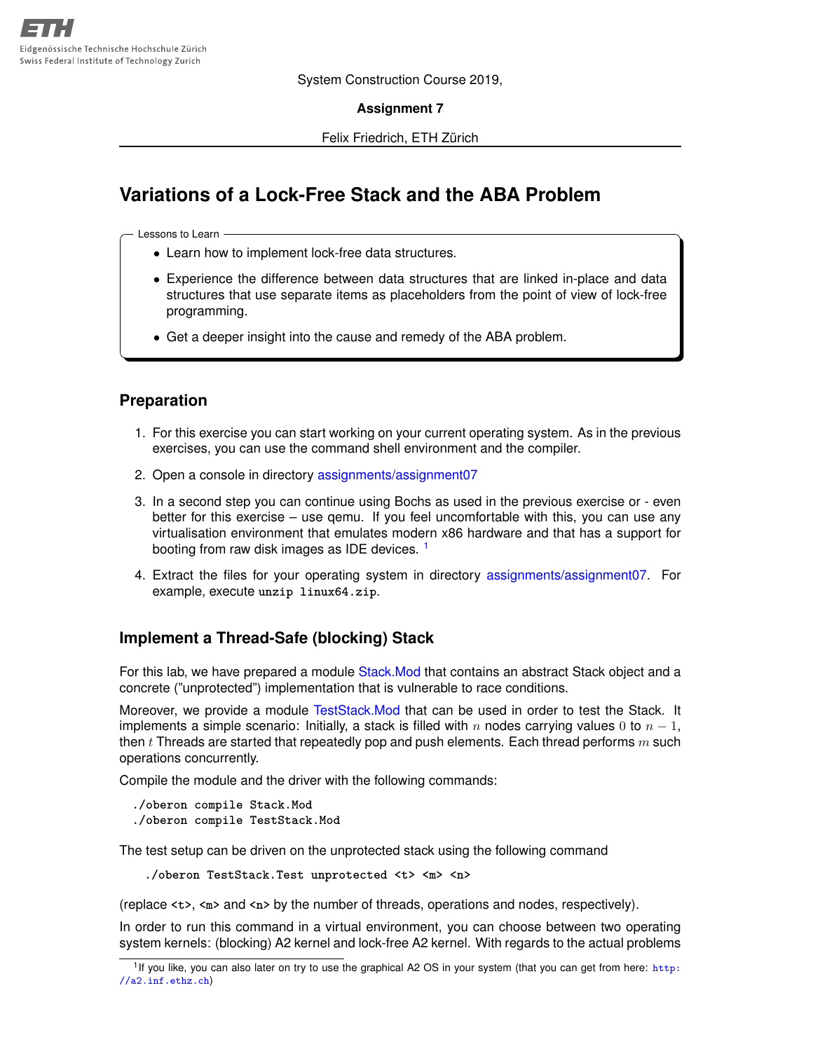Eidgenössische Technische Hochschule Zürich
Swiss Federal Institute of Technology Zurich

System Construction Course 2019,

**Assignment 7**

Felix Friedrich, ETH Zürich

# Variations of a Lock-Free Stack and the ABA Problem

Lessons to Learn

- Learn how to implement lock-free data structures.
- Experience the difference between data structures that are linked in-place and data structures that use separate items as placeholders from the point of view of lock-free programming.
- Get a deeper insight into the cause and remedy of the ABA problem.

## Preparation

1. For this exercise you can start working on your current operating system. As in the previous exercises, you can use the command shell environment and the compiler.
2. Open a console in directory assignments/assignment07
3. In a second step you can continue using Bochs as used in the previous exercise or - even better for this exercise – use qemu. If you feel uncomfortable with this, you can use any virtualisation environment that emulates modern x86 hardware and that has a support for booting from raw disk images as IDE devices. [1]
4. Extract the files for your operating system in directory assignments/assignment07. For example, execute `unzip linux64.zip`.

## Implement a Thread-Safe (blocking) Stack

For this lab, we have prepared a module Stack.Mod that contains an abstract Stack object and a concrete ("unprotected") implementation that is vulnerable to race conditions.

Moreover, we provide a module TestStack.Mod that can be used in order to test the Stack. It implements a simple scenario: Initially, a stack is filled with $n$ nodes carrying values $0$ to $n-1$, then $t$ Threads are started that repeatedly pop and push elements. Each thread performs $m$ such operations concurrently.

Compile the module and the driver with the following commands:

```
./oberon compile Stack.Mod
./oberon compile TestStack.Mod
```

The test setup can be driven on the unprotected stack using the following command

```
./oberon TestStack.Test unprotected <t> <m> <n>
```

(replace `<t>`, `<m>` and `<n>` by the number of threads, operations and nodes, respectively).

In order to run this command in a virtual environment, you can choose between two operating system kernels: (blocking) A2 kernel and lock-free A2 kernel. With regards to the actual problems

[1] If you like, you can also later on try to use the graphical A2 OS in your system (that you can get from here: http://a2.inf.ethz.ch)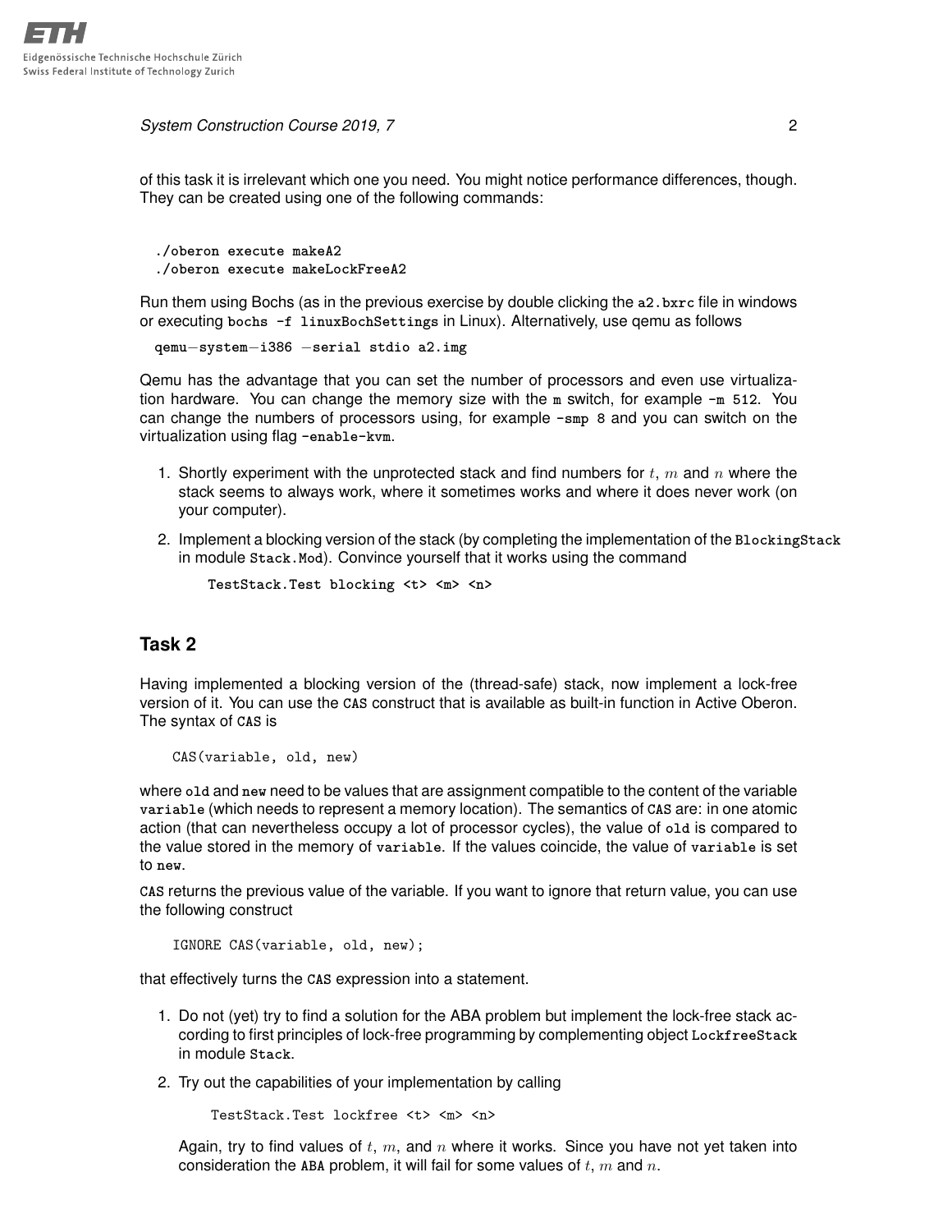of this task it is irrelevant which one you need. You might notice performance differences, though. They can be created using one of the following commands:

```
./oberon execute makeA2
./oberon execute makeLockFreeA2
```

Run them using Bochs (as in the previous exercise by double clicking the `a2.bxrc` file in windows or executing `bochs -f linuxBochSettings` in Linux). Alternatively, use qemu as follows

```
qemu-system-i386 -serial stdio a2.img
```

Qemu has the advantage that you can set the number of processors and even use virtualization hardware. You can change the memory size with the `m` switch, for example `-m 512`. You can change the numbers of processors using, for example `-smp 8` and you can switch on the virtualization using flag `-enable-kvm`.

1. Shortly experiment with the unprotected stack and find numbers for $t$, $m$ and $n$ where the stack seems to always work, where it sometimes works and where it does never work (on your computer).
2. Implement a blocking version of the stack (by completing the implementation of the `BlockingStack` in module `Stack.Mod`). Convince yourself that it works using the command

   ```
   TestStack.Test blocking <t> <m> <n>
   ```

## Task 2

Having implemented a blocking version of the (thread-safe) stack, now implement a lock-free version of it. You can use the `CAS` construct that is available as built-in function in Active Oberon. The syntax of `CAS` is

```
CAS(variable, old, new)
```

where `old` and `new` need to be values that are assignment compatible to the content of the variable `variable` (which needs to represent a memory location). The semantics of `CAS` are: in one atomic action (that can nevertheless occupy a lot of processor cycles), the value of `old` is compared to the value stored in the memory of `variable`. If the values coincide, the value of `variable` is set to `new`.

`CAS` returns the previous value of the variable. If you want to ignore that return value, you can use the following construct

```
IGNORE CAS(variable, old, new);
```

that effectively turns the `CAS` expression into a statement.

1. Do not (yet) try to find a solution for the ABA problem but implement the lock-free stack according to first principles of lock-free programming by complementing object `LockfreeStack` in module `Stack`.
2. Try out the capabilities of your implementation by calling

   ```
   TestStack.Test lockfree <t> <m> <n>
   ```

   Again, try to find values of $t$, $m$, and $n$ where it works. Since you have not yet taken into consideration the `ABA` problem, it will fail for some values of $t$, $m$ and $n$.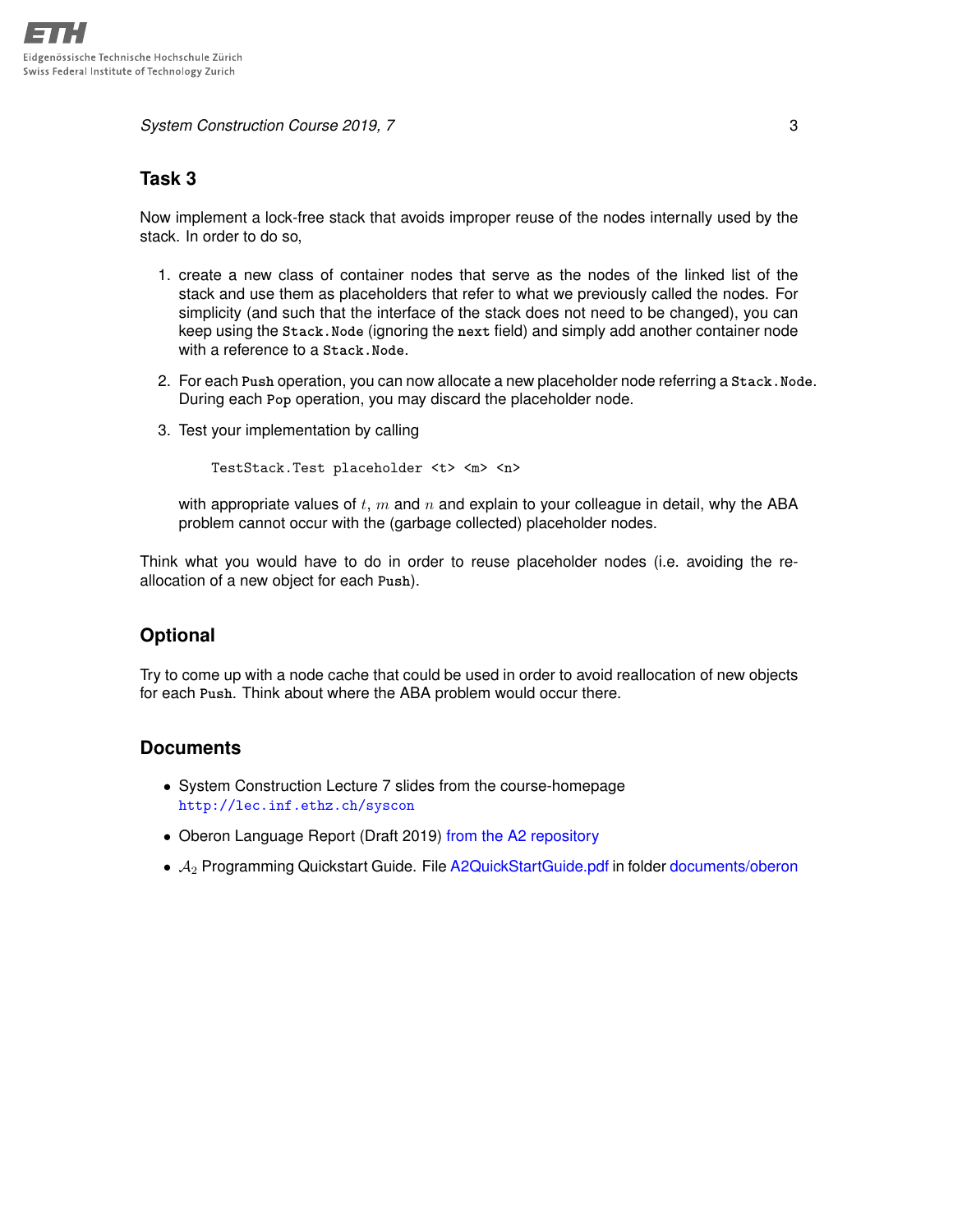## Task 3

Now implement a lock-free stack that avoids improper reuse of the nodes internally used by the stack. In order to do so,

1. create a new class of container nodes that serve as the nodes of the linked list of the stack and use them as placeholders that refer to what we previously called the nodes. For simplicity (and such that the interface of the stack does not need to be changed), you can keep using the `Stack.Node` (ignoring the `next` field) and simply add another container node with a reference to a `Stack.Node`.

2. For each `Push` operation, you can now allocate a new placeholder node referring a `Stack.Node`. During each `Pop` operation, you may discard the placeholder node.

3. Test your implementation by calling

   ```
   TestStack.Test placeholder <t> <m> <n>
   ```

   with appropriate values of $t$, $m$ and $n$ and explain to your colleague in detail, why the ABA problem cannot occur with the (garbage collected) placeholder nodes.

Think what you would have to do in order to reuse placeholder nodes (i.e. avoiding the re-allocation of a new object for each `Push`).

## Optional

Try to come up with a node cache that could be used in order to avoid reallocation of new objects for each `Push`. Think about where the ABA problem would occur there.

## Documents

- System Construction Lecture 7 slides from the course-homepage http://lec.inf.ethz.ch/syscon
- Oberon Language Report (Draft 2019) from the A2 repository
- $\mathcal{A}_2$ Programming Quickstart Guide. File A2QuickStartGuide.pdf in folder documents/oberon